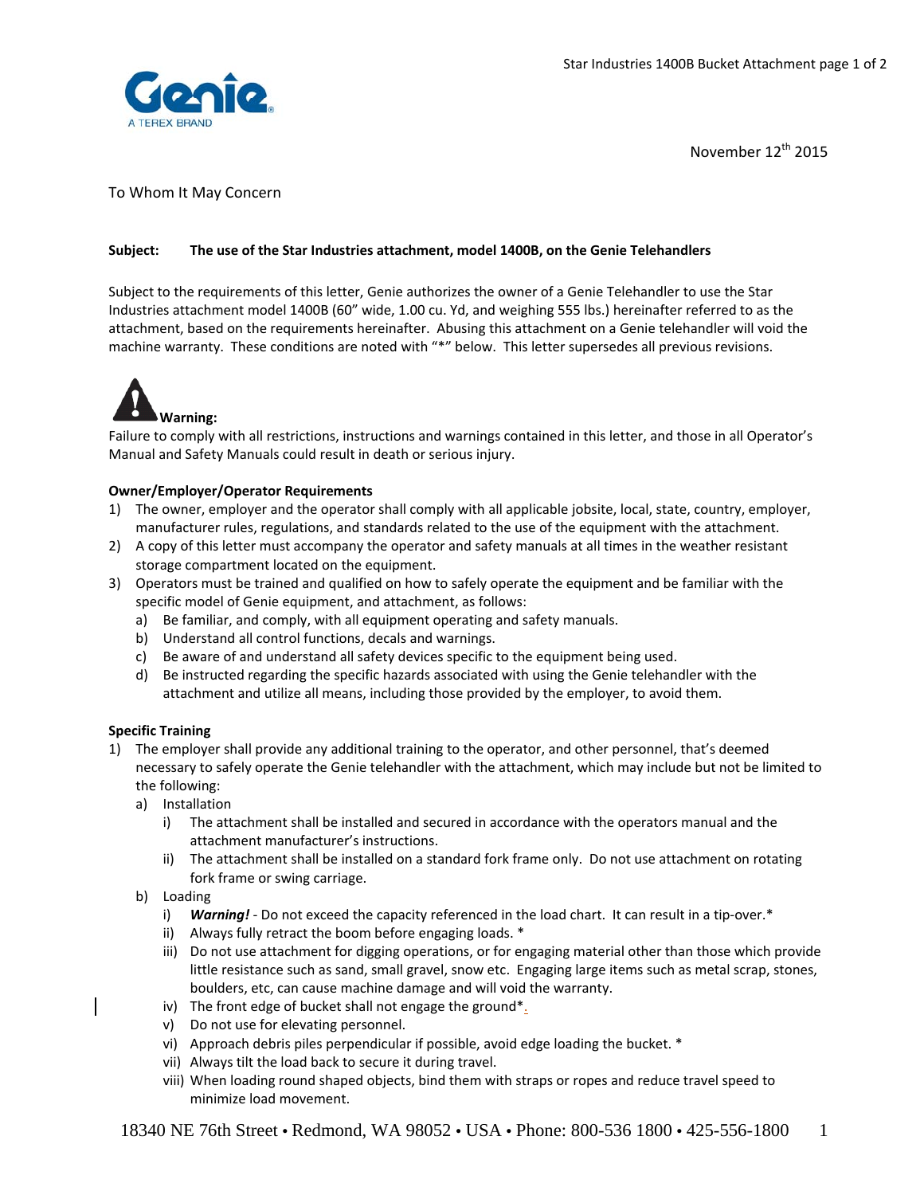November 12th 2015

To Whom It May Concern

**Subject: The use of the Star Industries attachment, model 1400B, on the Genie Telehandlers**

Subject to the requirements of this letter, Genie authorizes the owner of a Genie Telehandler to use the Star Industries attachment model 1400B (60" wide, 1.00 cu. Yd, and weighing 555 lbs.) hereinafter referred to as the attachment, based on the requirements hereinafter. Abusing this attachment on a Genie telehandler will void the machine warranty. These conditions are noted with "*" below. This letter supersedes all previous revisions.

**Warning:**
Failure to comply with all restrictions, instructions and warnings contained in this letter, and those in all Operator's Manual and Safety Manuals could result in death or serious injury.

**Owner/Employer/Operator Requirements**

1) The owner, employer and the operator shall comply with all applicable jobsite, local, state, country, employer, manufacturer rules, regulations, and standards related to the use of the equipment with the attachment.
2) A copy of this letter must accompany the operator and safety manuals at all times in the weather resistant storage compartment located on the equipment.
3) Operators must be trained and qualified on how to safely operate the equipment and be familiar with the specific model of Genie equipment, and attachment, as follows:
   a) Be familiar, and comply, with all equipment operating and safety manuals.
   b) Understand all control functions, decals and warnings.
   c) Be aware of and understand all safety devices specific to the equipment being used.
   d) Be instructed regarding the specific hazards associated with using the Genie telehandler with the attachment and utilize all means, including those provided by the employer, to avoid them.

**Specific Training**

1) The employer shall provide any additional training to the operator, and other personnel, that's deemed necessary to safely operate the Genie telehandler with the attachment, which may include but not be limited to the following:
   a) Installation
      i) The attachment shall be installed and secured in accordance with the operators manual and the attachment manufacturer's instructions.
      ii) The attachment shall be installed on a standard fork frame only. Do not use attachment on rotating fork frame or swing carriage.
   b) Loading
      i) ***Warning!*** - Do not exceed the capacity referenced in the load chart. It can result in a tip-over.*
      ii) Always fully retract the boom before engaging loads. *
      iii) Do not use attachment for digging operations, or for engaging material other than those which provide little resistance such as sand, small gravel, snow etc. Engaging large items such as metal scrap, stones, boulders, etc, can cause machine damage and will void the warranty.
      iv) The front edge of bucket shall not engage the ground*.
      v) Do not use for elevating personnel.
      vi) Approach debris piles perpendicular if possible, avoid edge loading the bucket. *
      vii) Always tilt the load back to secure it during travel.
      viii) When loading round shaped objects, bind them with straps or ropes and reduce travel speed to minimize load movement.

18340 NE 76th Street • Redmond, WA 98052 • USA • Phone: 800-536 1800 • 425-556-1800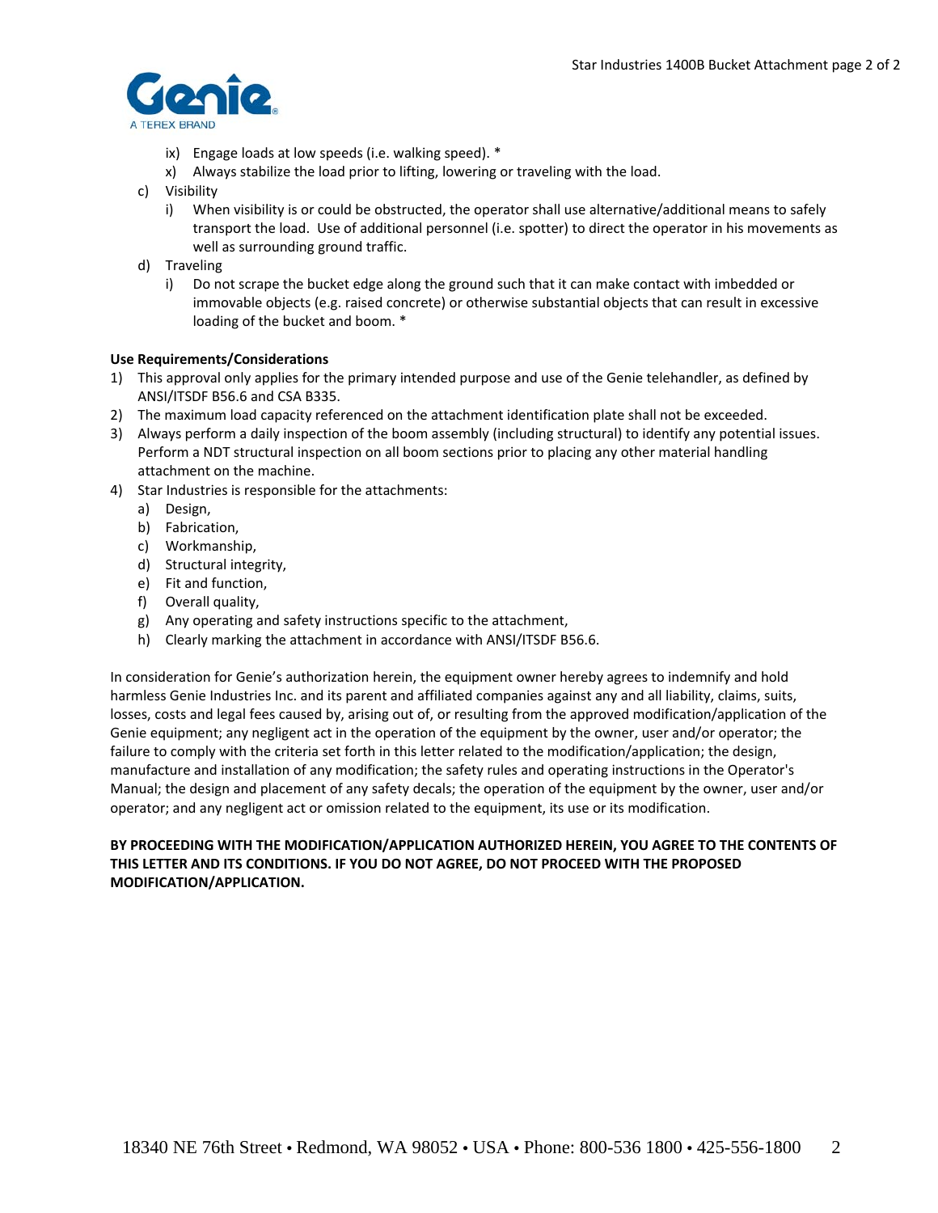ix) Engage loads at low speeds (i.e. walking speed). *

x) Always stabilize the load prior to lifting, lowering or traveling with the load.

c) Visibility

i) When visibility is or could be obstructed, the operator shall use alternative/additional means to safely transport the load. Use of additional personnel (i.e. spotter) to direct the operator in his movements as well as surrounding ground traffic.

d) Traveling

i) Do not scrape the bucket edge along the ground such that it can make contact with imbedded or immovable objects (e.g. raised concrete) or otherwise substantial objects that can result in excessive loading of the bucket and boom. *

**Use Requirements/Considerations**

1) This approval only applies for the primary intended purpose and use of the Genie telehandler, as defined by ANSI/ITSDF B56.6 and CSA B335.
2) The maximum load capacity referenced on the attachment identification plate shall not be exceeded.
3) Always perform a daily inspection of the boom assembly (including structural) to identify any potential issues. Perform a NDT structural inspection on all boom sections prior to placing any other material handling attachment on the machine.
4) Star Industries is responsible for the attachments:
   a) Design,
   b) Fabrication,
   c) Workmanship,
   d) Structural integrity,
   e) Fit and function,
   f) Overall quality,
   g) Any operating and safety instructions specific to the attachment,
   h) Clearly marking the attachment in accordance with ANSI/ITSDF B56.6.

In consideration for Genie's authorization herein, the equipment owner hereby agrees to indemnify and hold harmless Genie Industries Inc. and its parent and affiliated companies against any and all liability, claims, suits, losses, costs and legal fees caused by, arising out of, or resulting from the approved modification/application of the Genie equipment; any negligent act in the operation of the equipment by the owner, user and/or operator; the failure to comply with the criteria set forth in this letter related to the modification/application; the design, manufacture and installation of any modification; the safety rules and operating instructions in the Operator's Manual; the design and placement of any safety decals; the operation of the equipment by the owner, user and/or operator; and any negligent act or omission related to the equipment, its use or its modification.

**BY PROCEEDING WITH THE MODIFICATION/APPLICATION AUTHORIZED HEREIN, YOU AGREE TO THE CONTENTS OF THIS LETTER AND ITS CONDITIONS. IF YOU DO NOT AGREE, DO NOT PROCEED WITH THE PROPOSED MODIFICATION/APPLICATION.**